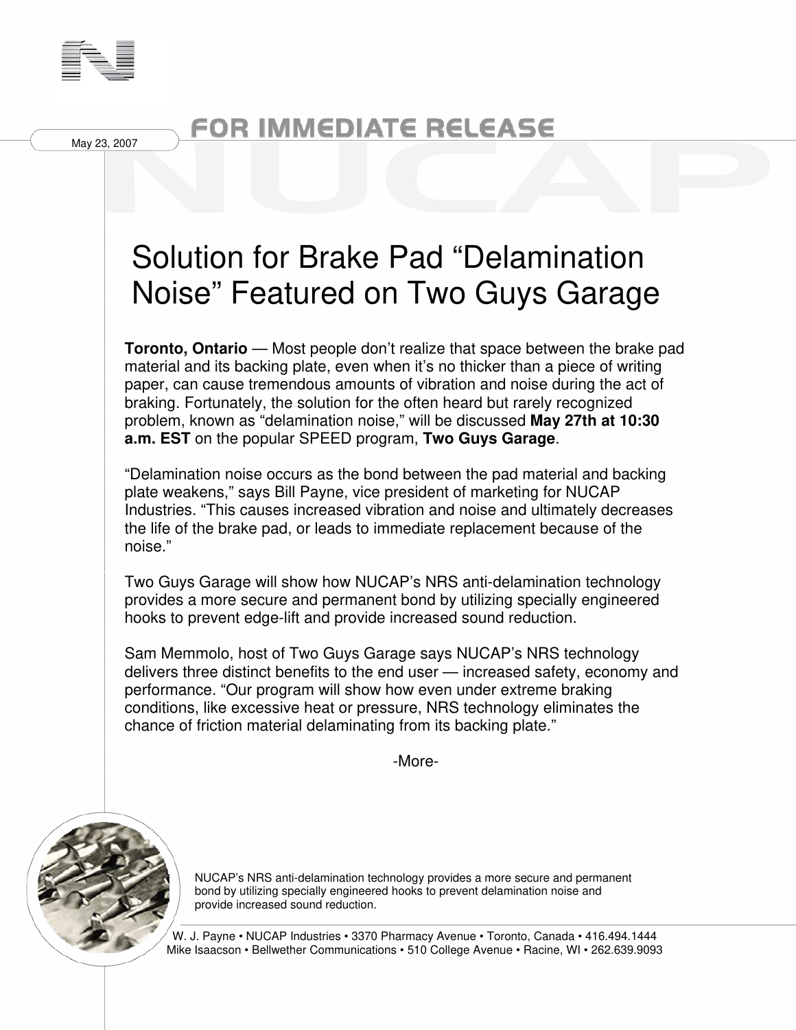May 23, 2007

FOR IMMEDIATE RELEASE

# Solution for Brake Pad "Delamination Noise" Featured on Two Guys Garage

**Toronto, Ontario** — Most people don't realize that space between the brake pad material and its backing plate, even when it's no thicker than a piece of writing paper, can cause tremendous amounts of vibration and noise during the act of braking. Fortunately, the solution for the often heard but rarely recognized problem, known as "delamination noise," will be discussed **May 27th at 10:30 a.m. EST** on the popular SPEED program, **Two Guys Garage**.

"Delamination noise occurs as the bond between the pad material and backing plate weakens," says Bill Payne, vice president of marketing for NUCAP Industries. "This causes increased vibration and noise and ultimately decreases the life of the brake pad, or leads to immediate replacement because of the noise."

Two Guys Garage will show how NUCAP's NRS anti-delamination technology provides a more secure and permanent bond by utilizing specially engineered hooks to prevent edge-lift and provide increased sound reduction.

Sam Memmolo, host of Two Guys Garage says NUCAP's NRS technology delivers three distinct benefits to the end user — increased safety, economy and performance. "Our program will show how even under extreme braking conditions, like excessive heat or pressure, NRS technology eliminates the chance of friction material delaminating from its backing plate."

-More-

NUCAP's NRS anti-delamination technology provides a more secure and permanent bond by utilizing specially engineered hooks to prevent delamination noise and provide increased sound reduction.

W. J. Payne • NUCAP Industries • 3370 Pharmacy Avenue • Toronto, Canada • 416.494.1444
Mike Isaacson • Bellwether Communications • 510 College Avenue • Racine, WI • 262.639.9093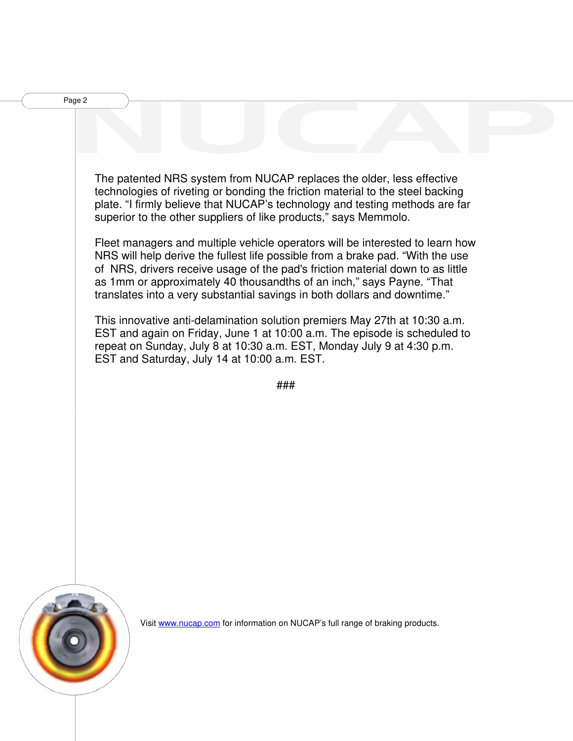The patented NRS system from NUCAP replaces the older, less effective technologies of riveting or bonding the friction material to the steel backing plate. “I firmly believe that NUCAP’s technology and testing methods are far superior to the other suppliers of like products,” says Memmolo.

Fleet managers and multiple vehicle operators will be interested to learn how NRS will help derive the fullest life possible from a brake pad. “With the use of NRS, drivers receive usage of the pad's friction material down to as little as 1mm or approximately 40 thousandths of an inch,” says Payne. “That translates into a very substantial savings in both dollars and downtime.”

This innovative anti-delamination solution premiers May 27th at 10:30 a.m. EST and again on Friday, June 1 at 10:00 a.m. The episode is scheduled to repeat on Sunday, July 8 at 10:30 a.m. EST, Monday July 9 at 4:30 p.m. EST and Saturday, July 14 at 10:00 a.m. EST.

###

Visit www.nucap.com for information on NUCAP’s full range of braking products.